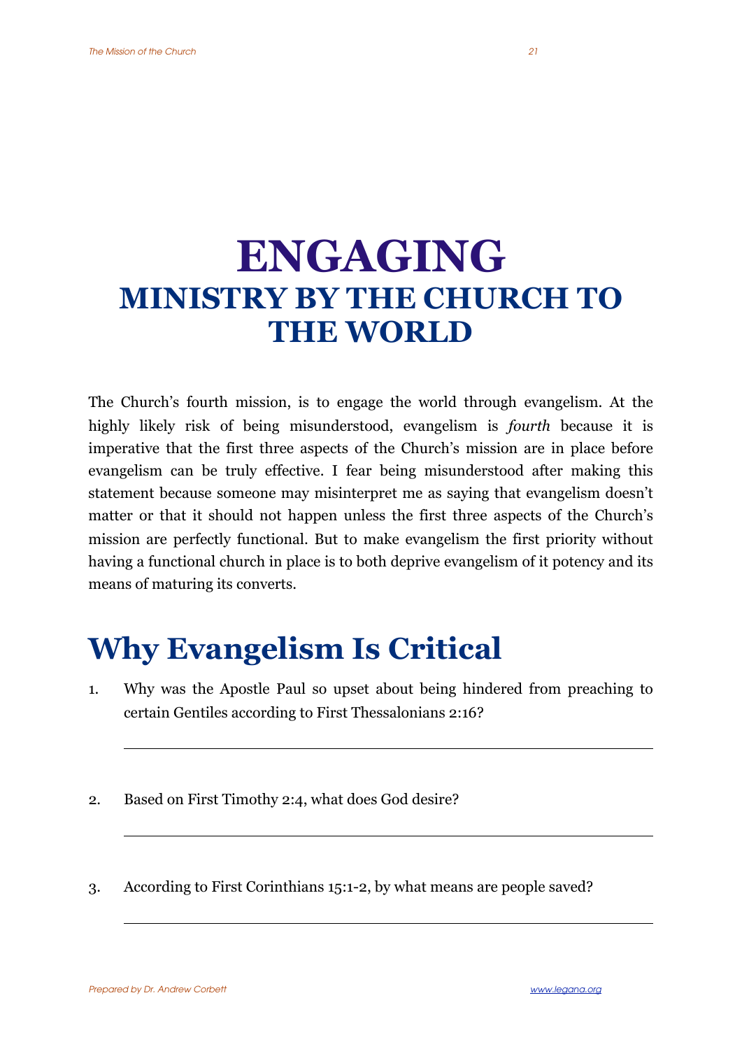# ENGAGING

## MINISTRY BY THE CHURCH TO THE WORLD

The Church's fourth mission, is to engage the world through evangelism. At the highly likely risk of being misunderstood, evangelism is *fourth* because it is imperative that the first three aspects of the Church's mission are in place before evangelism can be truly effective. I fear being misunderstood after making this statement because someone may misinterpret me as saying that evangelism doesn't matter or that it should not happen unless the first three aspects of the Church's mission are perfectly functional. But to make evangelism the first priority without having a functional church in place is to both deprive evangelism of it potency and its means of maturing its converts.

## Why Evangelism Is Critical

1. Why was the Apostle Paul so upset about being hindered from preaching to certain Gentiles according to First Thessalonians 2:16?

 ______________________________________________

2. Based on First Timothy 2:4, what does God desire?

 ______________________________________________

3. According to First Corinthians 15:1-2, by what means are people saved?

 ______________________________________________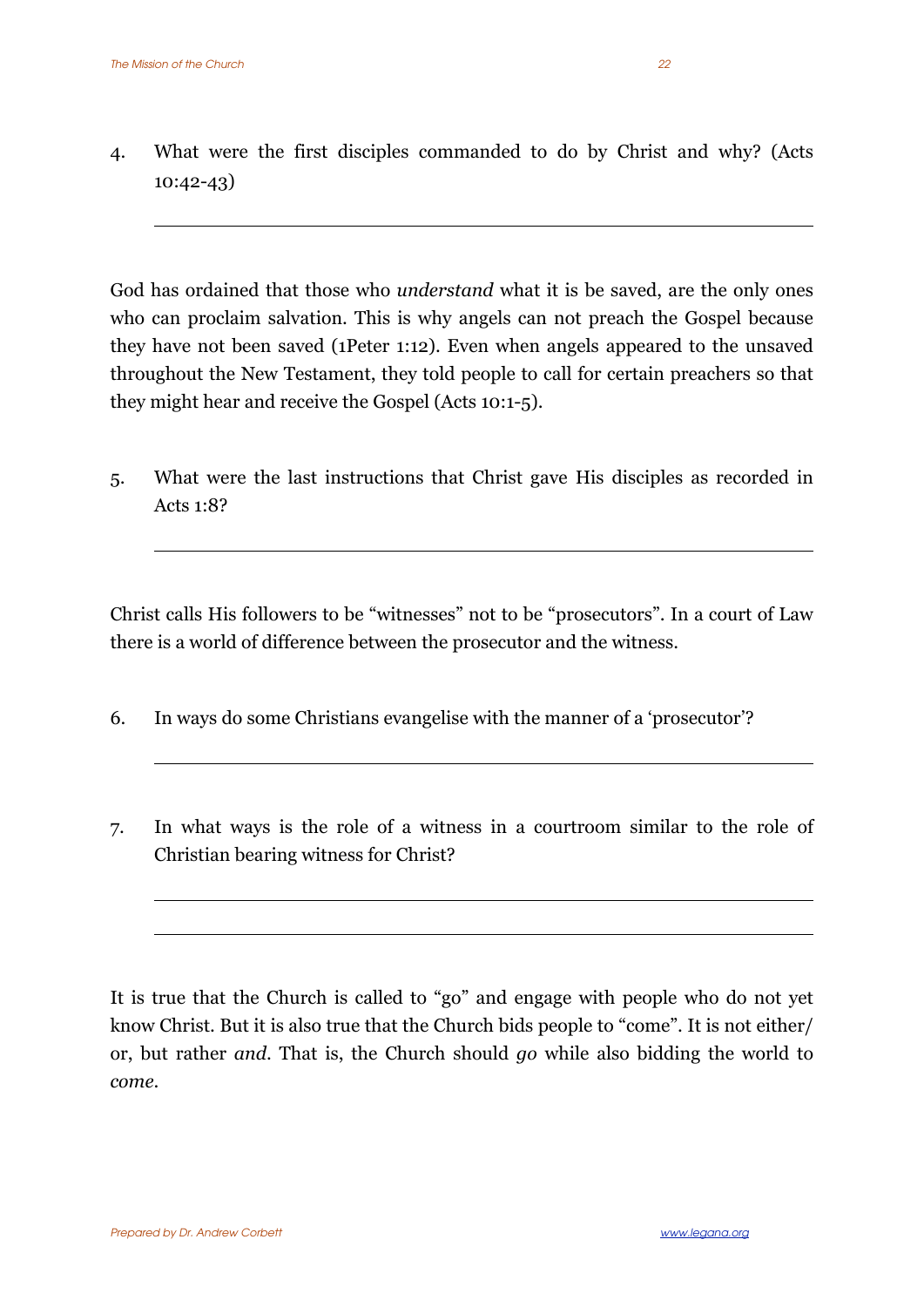4. What were the first disciples commanded to do by Christ and why? (Acts 10:42-43)

______________________________________________________________

God has ordained that those who *understand* what it is be saved, are the only ones who can proclaim salvation. This is why angels can not preach the Gospel because they have not been saved (1Peter 1:12). Even when angels appeared to the unsaved throughout the New Testament, they told people to call for certain preachers so that they might hear and receive the Gospel (Acts 10:1-5).

5. What were the last instructions that Christ gave His disciples as recorded in Acts 1:8?

______________________________________________________________

Christ calls His followers to be "witnesses" not to be "prosecutors". In a court of Law there is a world of difference between the prosecutor and the witness.

6. In ways do some Christians evangelise with the manner of a 'prosecutor'?

______________________________________________________________

7. In what ways is the role of a witness in a courtroom similar to the role of Christian bearing witness for Christ?

______________________________________________________________

______________________________________________________________

It is true that the Church is called to "go" and engage with people who do not yet know Christ. But it is also true that the Church bids people to "come". It is not either/or, but rather *and*. That is, the Church should *go* while also bidding the world to *come*.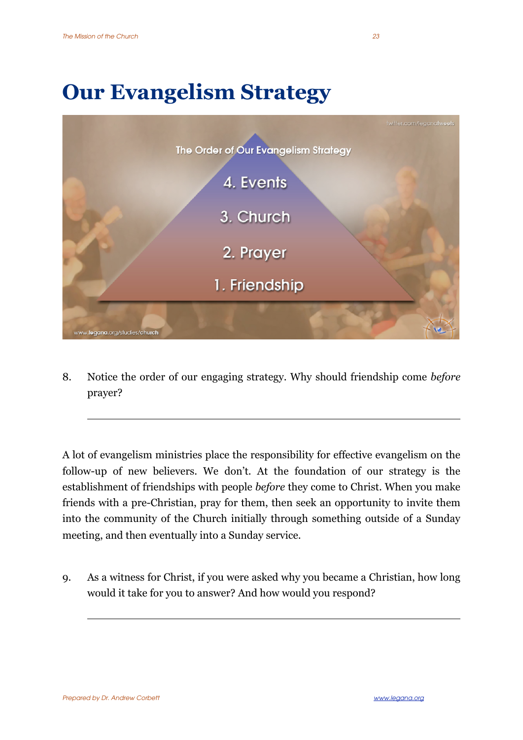# Our Evangelism Strategy

The Order of Our Evangelism Strategy

4. Events

3. Church

2. Prayer

1. Friendship

8. Notice the order of our engaging strategy. Why should friendship come *before* prayer?

---

A lot of evangelism ministries place the responsibility for effective evangelism on the follow-up of new believers. We don't. At the foundation of our strategy is the establishment of friendships with people *before* they come to Christ. When you make friends with a pre-Christian, pray for them, then seek an opportunity to invite them into the community of the Church initially through something outside of a Sunday meeting, and then eventually into a Sunday service.

9. As a witness for Christ, if you were asked why you became a Christian, how long would it take for you to answer? And how would you respond?

---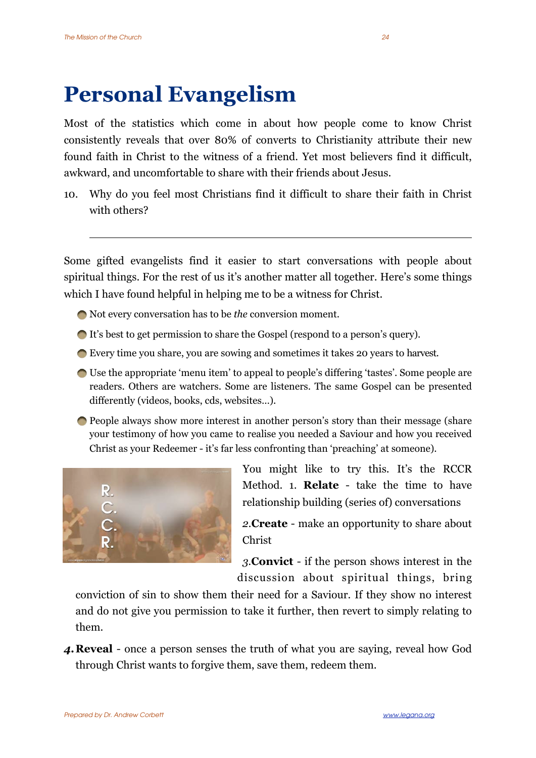# Personal Evangelism

Most of the statistics which come in about how people come to know Christ consistently reveals that over 80% of converts to Christianity attribute their new found faith in Christ to the witness of a friend. Yet most believers find it difficult, awkward, and uncomfortable to share with their friends about Jesus.

10. Why do you feel most Christians find it difficult to share their faith in Christ with others?

---

Some gifted evangelists find it easier to start conversations with people about spiritual things. For the rest of us it's another matter all together. Here's some things which I have found helpful in helping me to be a witness for Christ.

- Not every conversation has to be *the* conversion moment.
- It's best to get permission to share the Gospel (respond to a person's query).
- Every time you share, you are sowing and sometimes it takes 20 years to harvest.
- Use the appropriate 'menu item' to appeal to people's differing 'tastes'. Some people are readers. Others are watchers. Some are listeners. The same Gospel can be presented differently (videos, books, cds, websites...).
- People always show more interest in another person's story than their message (share your testimony of how you came to realise you needed a Saviour and how you received Christ as your Redeemer - it's far less confronting than 'preaching' at someone).

You might like to try this. It's the RCCR Method. 1. **Relate** - take the time to have relationship building (series of) conversations

2.**Create** - make an opportunity to share about Christ

3.**Convict** - if the person shows interest in the discussion about spiritual things, bring conviction of sin to show them their need for a Saviour. If they show no interest and do not give you permission to take it further, then revert to simply relating to them.

4. **Reveal** - once a person senses the truth of what you are saying, reveal how God through Christ wants to forgive them, save them, redeem them.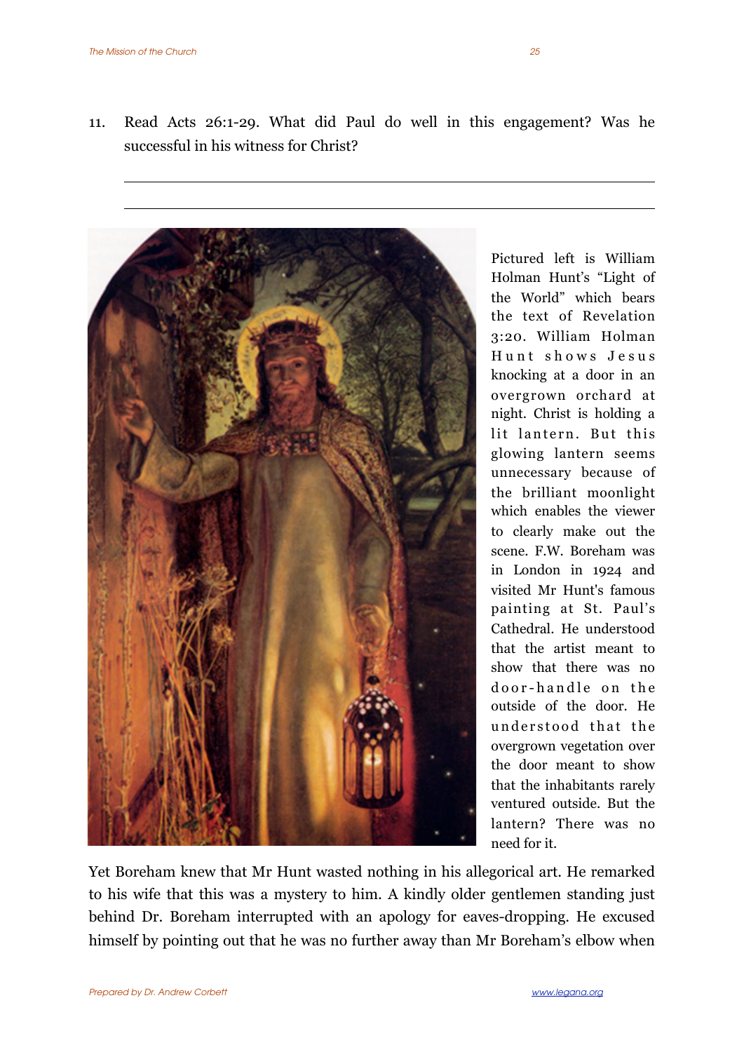11. Read Acts 26:1-29. What did Paul do well in this engagement? Was he successful in his witness for Christ?

_______________________________________________________________

_______________________________________________________________

Pictured left is William Holman Hunt's "Light of the World" which bears the text of Revelation 3:20. William Holman Hunt shows Jesus knocking at a door in an overgrown orchard at night. Christ is holding a lit lantern. But this glowing lantern seems unnecessary because of the brilliant moonlight which enables the viewer to clearly make out the scene. F.W. Boreham was in London in 1924 and visited Mr Hunt's famous painting at St. Paul's Cathedral. He understood that the artist meant to show that there was no door-handle on the outside of the door. He understood that the overgrown vegetation over the door meant to show that the inhabitants rarely ventured outside. But the lantern? There was no need for it.

Yet Boreham knew that Mr Hunt wasted nothing in his allegorical art. He remarked to his wife that this was a mystery to him. A kindly older gentlemen standing just behind Dr. Boreham interrupted with an apology for eaves-dropping. He excused himself by pointing out that he was no further away than Mr Boreham's elbow when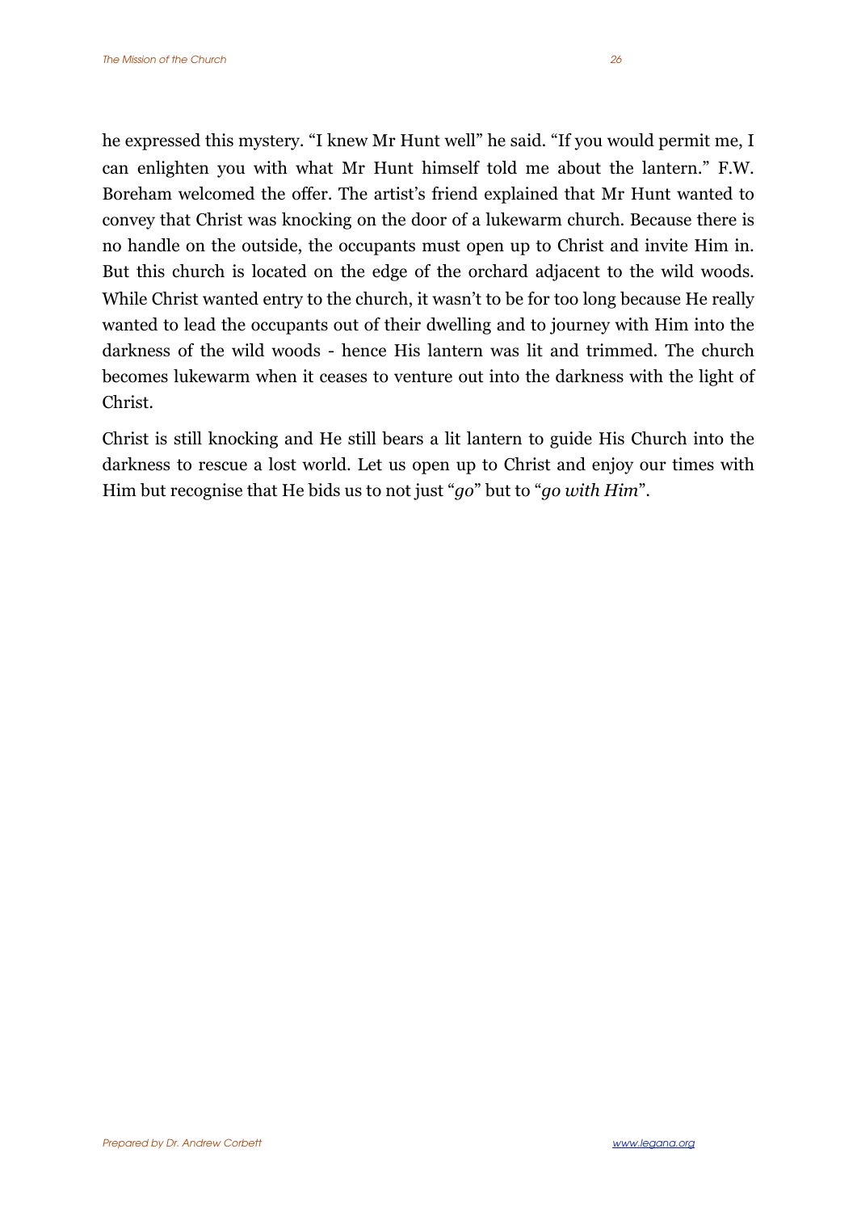he expressed this mystery. "I knew Mr Hunt well" he said. "If you would permit me, I can enlighten you with what Mr Hunt himself told me about the lantern." F.W. Boreham welcomed the offer. The artist's friend explained that Mr Hunt wanted to convey that Christ was knocking on the door of a lukewarm church. Because there is no handle on the outside, the occupants must open up to Christ and invite Him in. But this church is located on the edge of the orchard adjacent to the wild woods. While Christ wanted entry to the church, it wasn't to be for too long because He really wanted to lead the occupants out of their dwelling and to journey with Him into the darkness of the wild woods - hence His lantern was lit and trimmed. The church becomes lukewarm when it ceases to venture out into the darkness with the light of Christ.

Christ is still knocking and He still bears a lit lantern to guide His Church into the darkness to rescue a lost world. Let us open up to Christ and enjoy our times with Him but recognise that He bids us to not just "*go*" but to "*go with Him*".